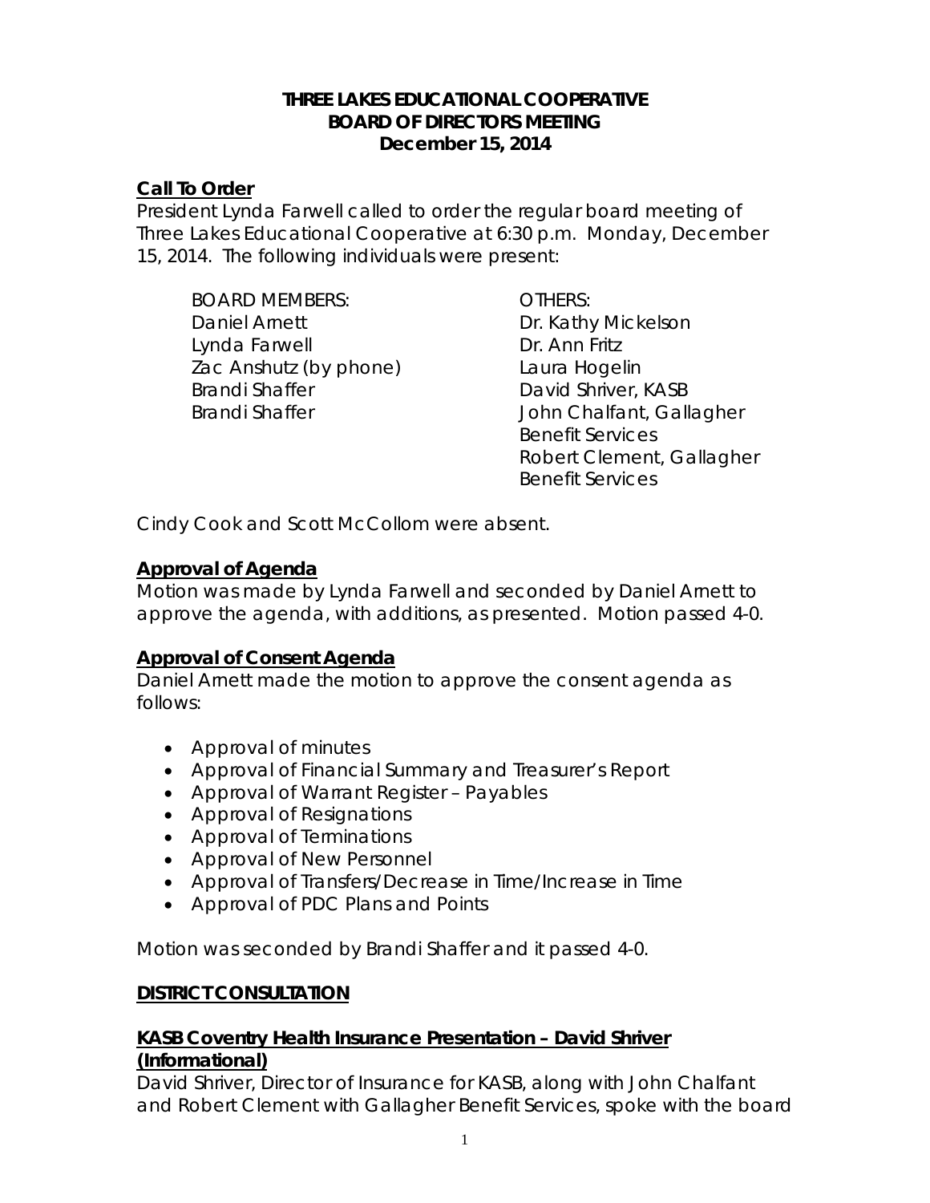**THREE LAKES EDUCATIONAL COOPERATIVE**
**BOARD OF DIRECTORS MEETING**
**December 15, 2014**

## Call To Order

President Lynda Farwell called to order the regular board meeting of Three Lakes Educational Cooperative at 6:30 p.m. Monday, December 15, 2014. The following individuals were present:

| BOARD MEMBERS: | OTHERS: |
| --- | --- |
| Daniel Arnett | Dr. Kathy Mickelson |
| Lynda Farwell | Dr. Ann Fritz |
| Zac Anshutz (by phone) | Laura Hogelin |
| Brandi Shaffer | David Shriver, KASB |
| Brandi Shaffer | John Chalfant, Gallagher Benefit Services |
| | Robert Clement, Gallagher Benefit Services |

Cindy Cook and Scott McCollom were absent.

## Approval of Agenda

Motion was made by Lynda Farwell and seconded by Daniel Arnett to approve the agenda, with additions, as presented. Motion passed 4-0.

## Approval of Consent Agenda

Daniel Arnett made the motion to approve the consent agenda as follows:

- Approval of minutes
- Approval of Financial Summary and Treasurer's Report
- Approval of Warrant Register – Payables
- Approval of Resignations
- Approval of Terminations
- Approval of New Personnel
- Approval of Transfers/Decrease in Time/Increase in Time
- Approval of PDC Plans and Points

Motion was seconded by Brandi Shaffer and it passed 4-0.

## DISTRICT CONSULTATION

### KASB Coventry Health Insurance Presentation – David Shriver (Informational)

David Shriver, Director of Insurance for KASB, along with John Chalfant and Robert Clement with Gallagher Benefit Services, spoke with the board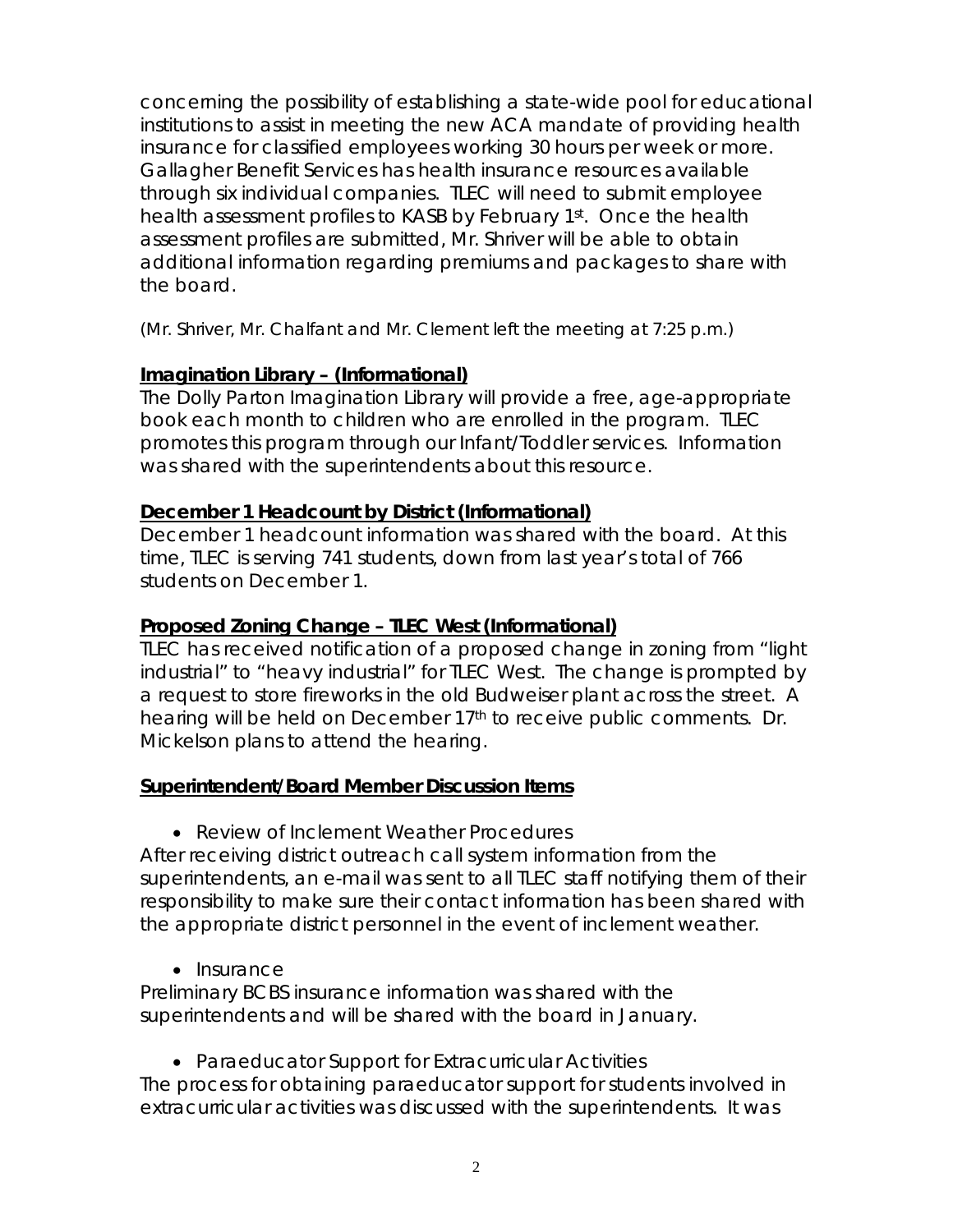concerning the possibility of establishing a state-wide pool for educational institutions to assist in meeting the new ACA mandate of providing health insurance for classified employees working 30 hours per week or more. Gallagher Benefit Services has health insurance resources available through six individual companies. TLEC will need to submit employee health assessment profiles to KASB by February 1st. Once the health assessment profiles are submitted, Mr. Shriver will be able to obtain additional information regarding premiums and packages to share with the board.

(Mr. Shriver, Mr. Chalfant and Mr. Clement left the meeting at 7:25 p.m.)

**Imagination Library – (Informational)**

The Dolly Parton Imagination Library will provide a free, age-appropriate book each month to children who are enrolled in the program. TLEC promotes this program through our Infant/Toddler services. Information was shared with the superintendents about this resource.

**December 1 Headcount by District (Informational)**

December 1 headcount information was shared with the board. At this time, TLEC is serving 741 students, down from last year's total of 766 students on December 1.

**Proposed Zoning Change – TLEC West (Informational)**

TLEC has received notification of a proposed change in zoning from "light industrial" to "heavy industrial" for TLEC West. The change is prompted by a request to store fireworks in the old Budweiser plant across the street. A hearing will be held on December 17th to receive public comments. Dr. Mickelson plans to attend the hearing.

**Superintendent/Board Member Discussion Items**

- Review of Inclement Weather Procedures

After receiving district outreach call system information from the superintendents, an e-mail was sent to all TLEC staff notifying them of their responsibility to make sure their contact information has been shared with the appropriate district personnel in the event of inclement weather.

- Insurance

Preliminary BCBS insurance information was shared with the superintendents and will be shared with the board in January.

- Paraeducator Support for Extracurricular Activities

The process for obtaining paraeducator support for students involved in extracurricular activities was discussed with the superintendents. It was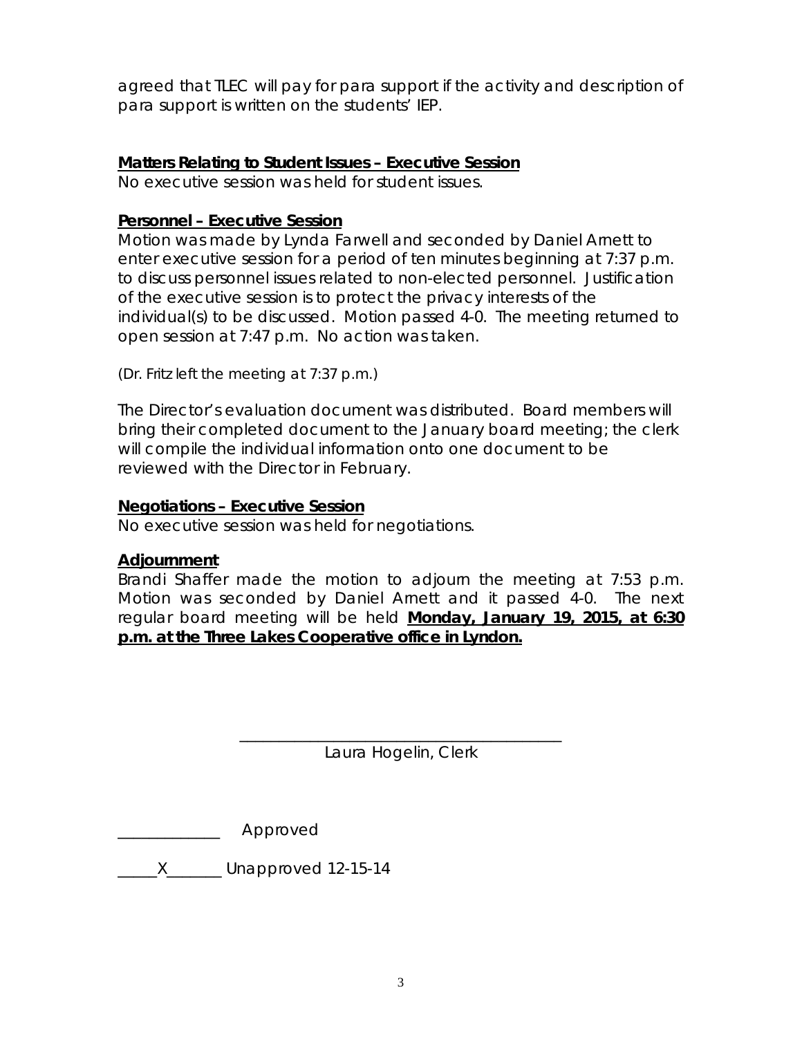agreed that TLEC will pay for para support if the activity and description of para support is written on the students' IEP.

**Matters Relating to Student Issues – Executive Session**

No executive session was held for student issues.

**Personnel – Executive Session**

Motion was made by Lynda Farwell and seconded by Daniel Arnett to enter executive session for a period of ten minutes beginning at 7:37 p.m. to discuss personnel issues related to non-elected personnel. Justification of the executive session is to protect the privacy interests of the individual(s) to be discussed. Motion passed 4-0. The meeting returned to open session at 7:47 p.m. No action was taken.

(Dr. Fritz left the meeting at 7:37 p.m.)

The Director's evaluation document was distributed. Board members will bring their completed document to the January board meeting; the clerk will compile the individual information onto one document to be reviewed with the Director in February.

**Negotiations – Executive Session**

No executive session was held for negotiations.

**Adjournment**

Brandi Shaffer made the motion to adjourn the meeting at 7:53 p.m. Motion was seconded by Daniel Arnett and it passed 4-0. The next regular board meeting will be held **Monday, January 19, 2015, at 6:30 p.m. at the Three Lakes Cooperative office in Lyndon.**

\_\_\_\_\_\_\_\_\_\_\_\_\_\_\_\_\_\_\_\_\_\_\_\_\_\_\_\_\_\_\_\_\_\_\_\_\_\_\_\_

Laura Hogelin, Clerk

\_\_\_\_\_\_\_\_\_\_\_\_\_ Approved

\_\_\_\_\_X\_\_\_\_\_\_\_ Unapproved 12-15-14